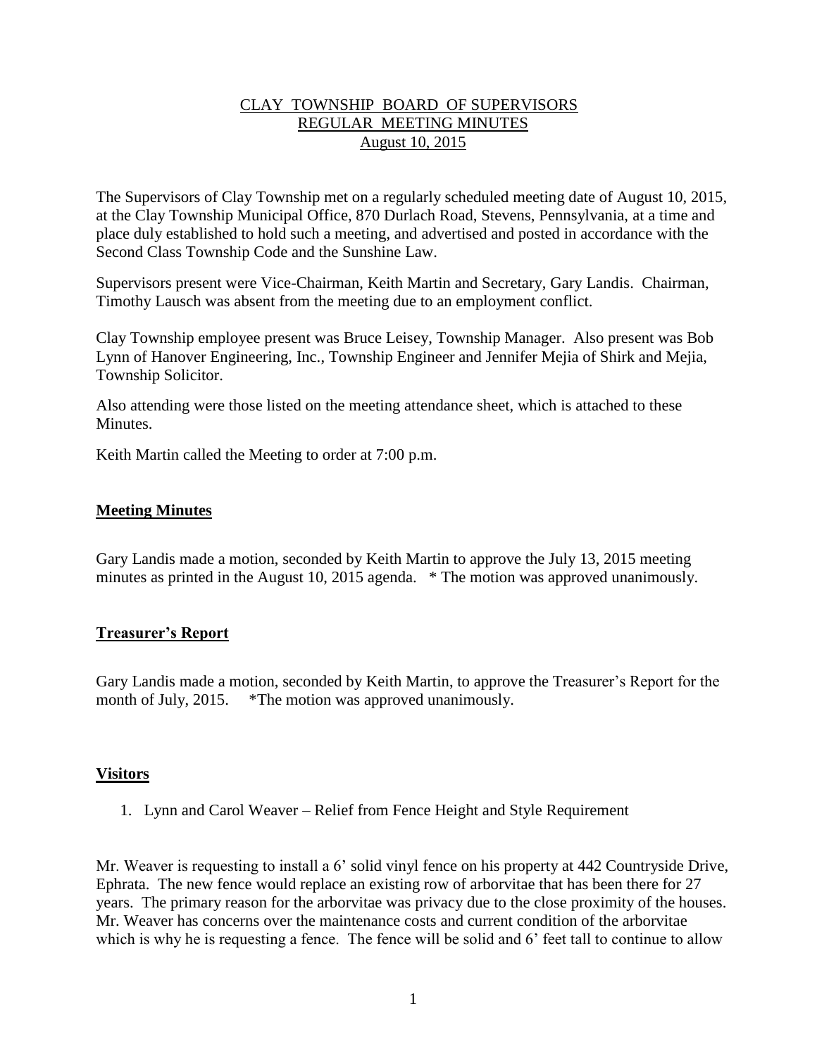# CLAY TOWNSHIP BOARD OF SUPERVISORS
## REGULAR MEETING MINUTES
### August 10, 2015

The Supervisors of Clay Township met on a regularly scheduled meeting date of August 10, 2015, at the Clay Township Municipal Office, 870 Durlach Road, Stevens, Pennsylvania, at a time and place duly established to hold such a meeting, and advertised and posted in accordance with the Second Class Township Code and the Sunshine Law.

Supervisors present were Vice-Chairman, Keith Martin and Secretary, Gary Landis. Chairman, Timothy Lausch was absent from the meeting due to an employment conflict.

Clay Township employee present was Bruce Leisey, Township Manager. Also present was Bob Lynn of Hanover Engineering, Inc., Township Engineer and Jennifer Mejia of Shirk and Mejia, Township Solicitor.

Also attending were those listed on the meeting attendance sheet, which is attached to these Minutes.

Keith Martin called the Meeting to order at 7:00 p.m.

## Meeting Minutes

Gary Landis made a motion, seconded by Keith Martin to approve the July 13, 2015 meeting minutes as printed in the August 10, 2015 agenda. * The motion was approved unanimously.

## Treasurer's Report

Gary Landis made a motion, seconded by Keith Martin, to approve the Treasurer's Report for the month of July, 2015. *The motion was approved unanimously.

## Visitors

1. Lynn and Carol Weaver – Relief from Fence Height and Style Requirement

Mr. Weaver is requesting to install a 6' solid vinyl fence on his property at 442 Countryside Drive, Ephrata. The new fence would replace an existing row of arborvitae that has been there for 27 years. The primary reason for the arborvitae was privacy due to the close proximity of the houses. Mr. Weaver has concerns over the maintenance costs and current condition of the arborvitae which is why he is requesting a fence. The fence will be solid and 6' feet tall to continue to allow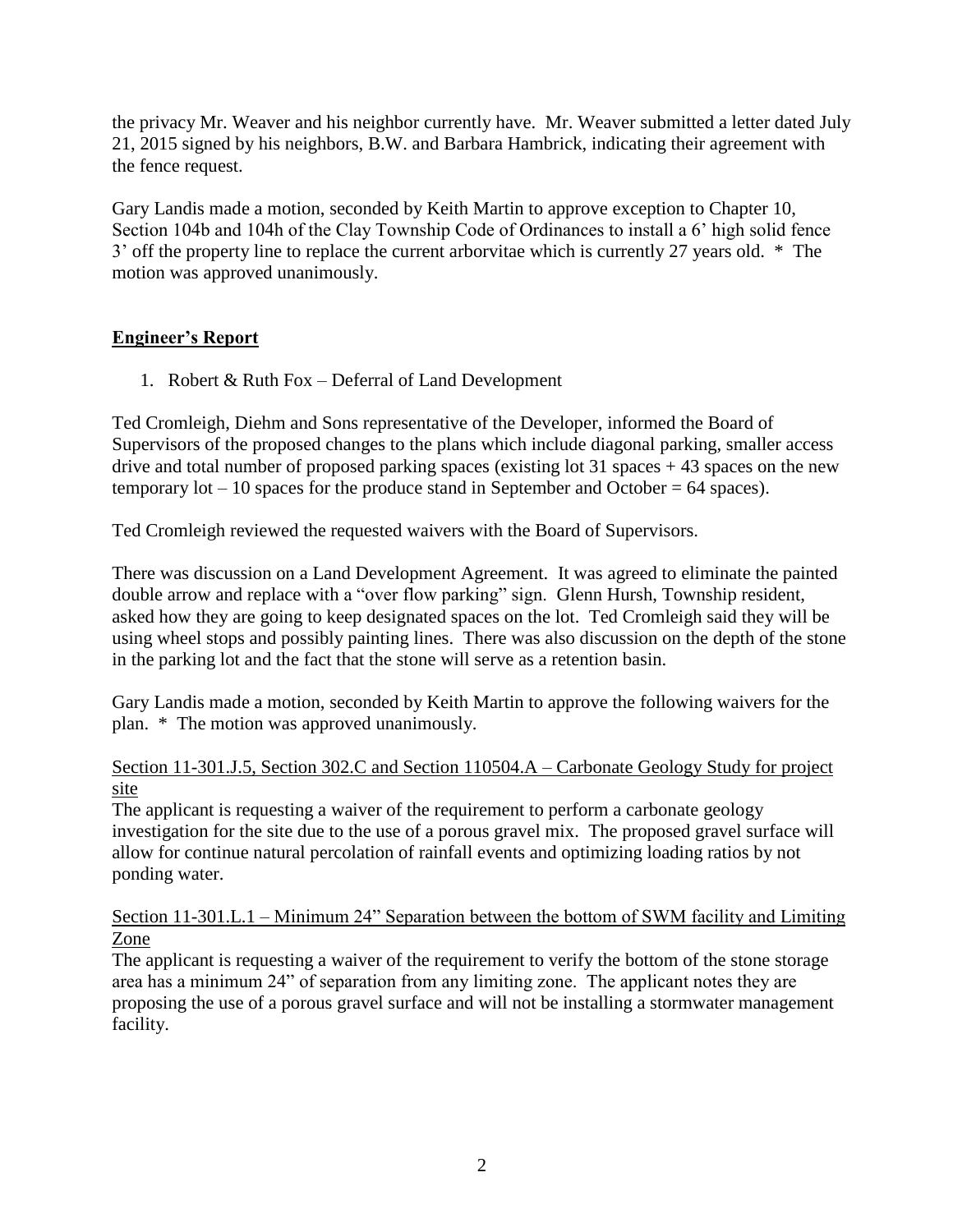the privacy Mr. Weaver and his neighbor currently have. Mr. Weaver submitted a letter dated July 21, 2015 signed by his neighbors, B.W. and Barbara Hambrick, indicating their agreement with the fence request.

Gary Landis made a motion, seconded by Keith Martin to approve exception to Chapter 10, Section 104b and 104h of the Clay Township Code of Ordinances to install a 6' high solid fence 3' off the property line to replace the current arborvitae which is currently 27 years old. * The motion was approved unanimously.

## Engineer's Report

1. Robert & Ruth Fox – Deferral of Land Development

Ted Cromleigh, Diehm and Sons representative of the Developer, informed the Board of Supervisors of the proposed changes to the plans which include diagonal parking, smaller access drive and total number of proposed parking spaces (existing lot 31 spaces + 43 spaces on the new temporary lot – 10 spaces for the produce stand in September and October = 64 spaces).

Ted Cromleigh reviewed the requested waivers with the Board of Supervisors.

There was discussion on a Land Development Agreement. It was agreed to eliminate the painted double arrow and replace with a "over flow parking" sign. Glenn Hursh, Township resident, asked how they are going to keep designated spaces on the lot. Ted Cromleigh said they will be using wheel stops and possibly painting lines. There was also discussion on the depth of the stone in the parking lot and the fact that the stone will serve as a retention basin.

Gary Landis made a motion, seconded by Keith Martin to approve the following waivers for the plan. * The motion was approved unanimously.

<u>Section 11-301.J.5, Section 302.C and Section 110504.A – Carbonate Geology Study for project site</u>

The applicant is requesting a waiver of the requirement to perform a carbonate geology investigation for the site due to the use of a porous gravel mix. The proposed gravel surface will allow for continue natural percolation of rainfall events and optimizing loading ratios by not ponding water.

<u>Section 11-301.L.1 – Minimum 24" Separation between the bottom of SWM facility and Limiting Zone</u>

The applicant is requesting a waiver of the requirement to verify the bottom of the stone storage area has a minimum 24" of separation from any limiting zone. The applicant notes they are proposing the use of a porous gravel surface and will not be installing a stormwater management facility.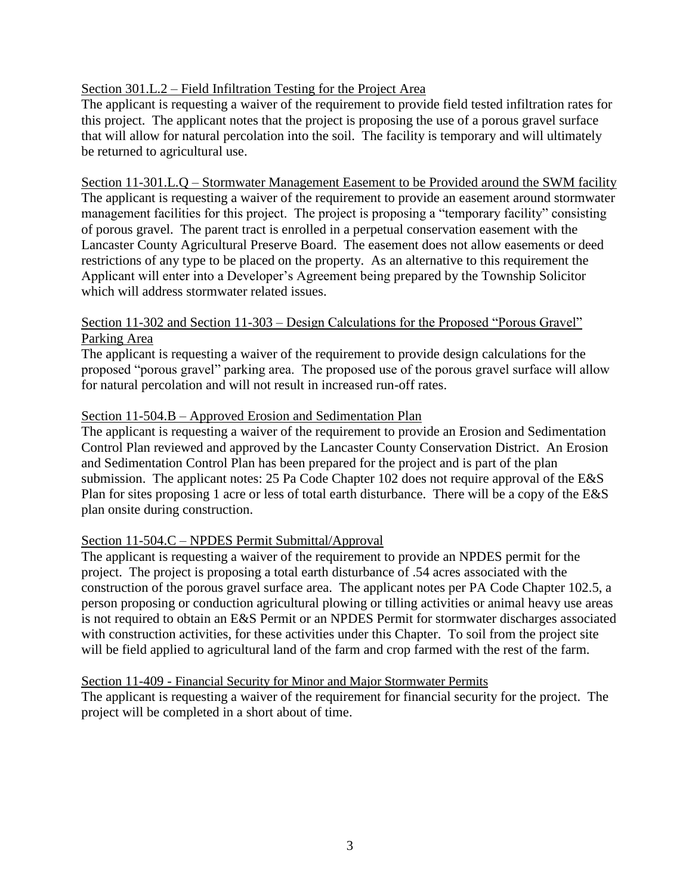Section 301.L.2 – Field Infiltration Testing for the Project Area

The applicant is requesting a waiver of the requirement to provide field tested infiltration rates for this project. The applicant notes that the project is proposing the use of a porous gravel surface that will allow for natural percolation into the soil. The facility is temporary and will ultimately be returned to agricultural use.

Section 11-301.L.Q – Stormwater Management Easement to be Provided around the SWM facility

The applicant is requesting a waiver of the requirement to provide an easement around stormwater management facilities for this project. The project is proposing a "temporary facility" consisting of porous gravel. The parent tract is enrolled in a perpetual conservation easement with the Lancaster County Agricultural Preserve Board. The easement does not allow easements or deed restrictions of any type to be placed on the property. As an alternative to this requirement the Applicant will enter into a Developer's Agreement being prepared by the Township Solicitor which will address stormwater related issues.

Section 11-302 and Section 11-303 – Design Calculations for the Proposed "Porous Gravel" Parking Area

The applicant is requesting a waiver of the requirement to provide design calculations for the proposed "porous gravel" parking area. The proposed use of the porous gravel surface will allow for natural percolation and will not result in increased run-off rates.

Section 11-504.B – Approved Erosion and Sedimentation Plan

The applicant is requesting a waiver of the requirement to provide an Erosion and Sedimentation Control Plan reviewed and approved by the Lancaster County Conservation District. An Erosion and Sedimentation Control Plan has been prepared for the project and is part of the plan submission. The applicant notes: 25 Pa Code Chapter 102 does not require approval of the E&S Plan for sites proposing 1 acre or less of total earth disturbance. There will be a copy of the E&S plan onsite during construction.

Section 11-504.C – NPDES Permit Submittal/Approval

The applicant is requesting a waiver of the requirement to provide an NPDES permit for the project. The project is proposing a total earth disturbance of .54 acres associated with the construction of the porous gravel surface area. The applicant notes per PA Code Chapter 102.5, a person proposing or conduction agricultural plowing or tilling activities or animal heavy use areas is not required to obtain an E&S Permit or an NPDES Permit for stormwater discharges associated with construction activities, for these activities under this Chapter. To soil from the project site will be field applied to agricultural land of the farm and crop farmed with the rest of the farm.

Section 11-409 - Financial Security for Minor and Major Stormwater Permits

The applicant is requesting a waiver of the requirement for financial security for the project. The project will be completed in a short about of time.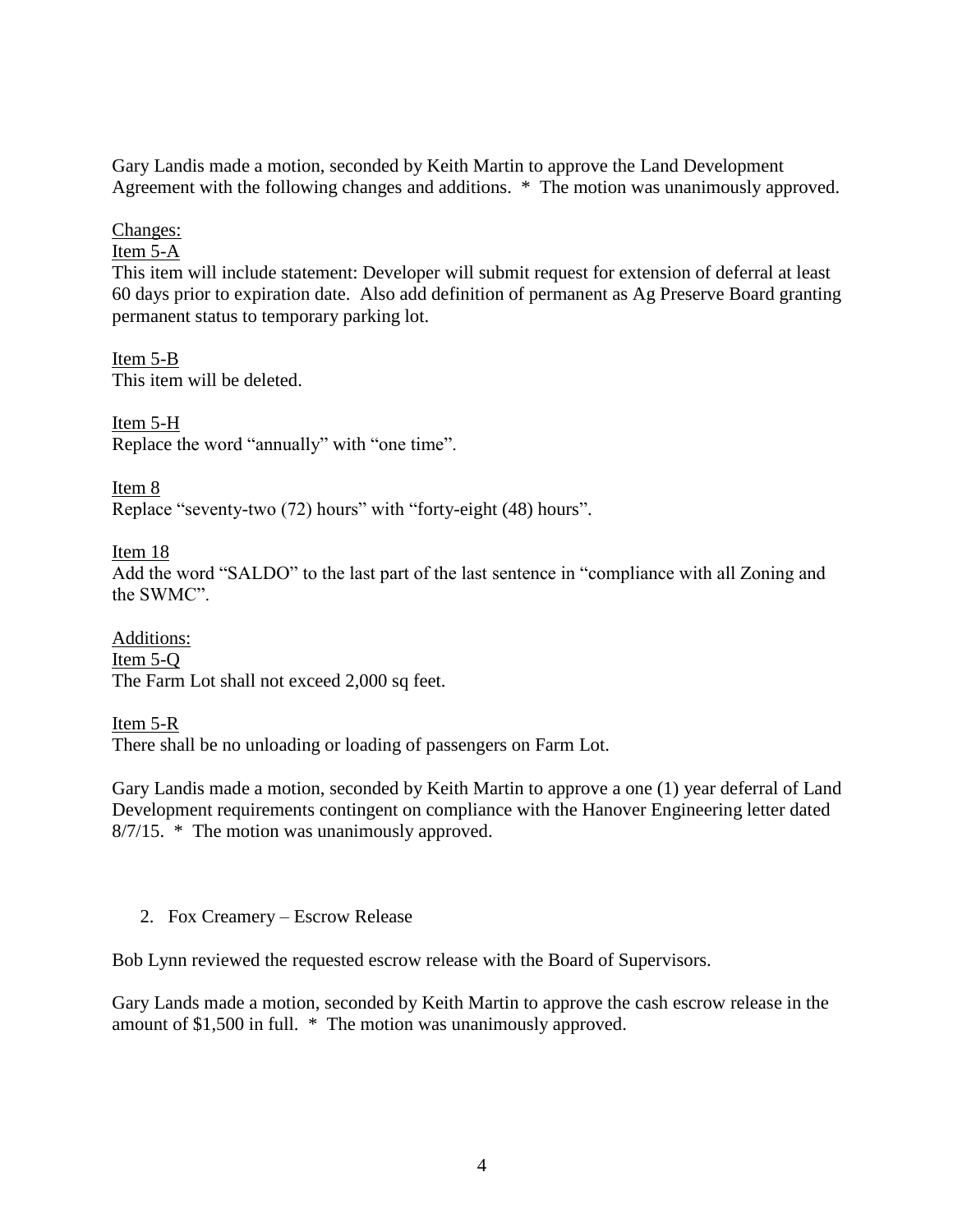Gary Landis made a motion, seconded by Keith Martin to approve the Land Development Agreement with the following changes and additions. * The motion was unanimously approved.

Changes:

Item 5-A

This item will include statement: Developer will submit request for extension of deferral at least 60 days prior to expiration date. Also add definition of permanent as Ag Preserve Board granting permanent status to temporary parking lot.

Item 5-B

This item will be deleted.

Item 5-H

Replace the word "annually" with "one time".

Item 8

Replace "seventy-two (72) hours" with "forty-eight (48) hours".

Item 18

Add the word "SALDO" to the last part of the last sentence in "compliance with all Zoning and the SWMC".

Additions:

Item 5-Q

The Farm Lot shall not exceed 2,000 sq feet.

Item 5-R

There shall be no unloading or loading of passengers on Farm Lot.

Gary Landis made a motion, seconded by Keith Martin to approve a one (1) year deferral of Land Development requirements contingent on compliance with the Hanover Engineering letter dated 8/7/15. * The motion was unanimously approved.

2. Fox Creamery – Escrow Release

Bob Lynn reviewed the requested escrow release with the Board of Supervisors.

Gary Lands made a motion, seconded by Keith Martin to approve the cash escrow release in the amount of $1,500 in full. * The motion was unanimously approved.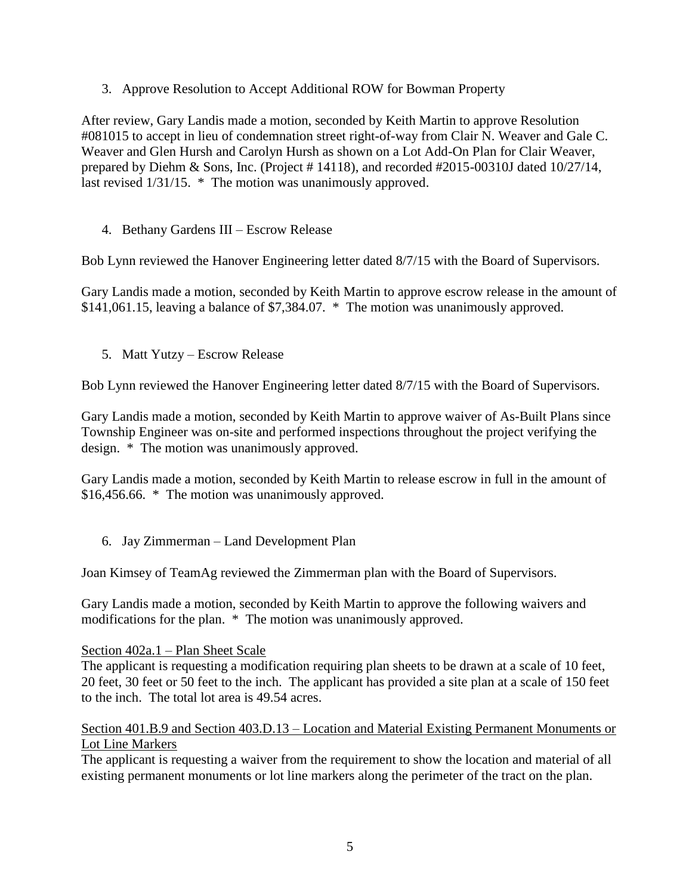3. Approve Resolution to Accept Additional ROW for Bowman Property

After review, Gary Landis made a motion, seconded by Keith Martin to approve Resolution #081015 to accept in lieu of condemnation street right-of-way from Clair N. Weaver and Gale C. Weaver and Glen Hursh and Carolyn Hursh as shown on a Lot Add-On Plan for Clair Weaver, prepared by Diehm & Sons, Inc. (Project # 14118), and recorded #2015-00310J dated 10/27/14, last revised 1/31/15. * The motion was unanimously approved.

4. Bethany Gardens III – Escrow Release

Bob Lynn reviewed the Hanover Engineering letter dated 8/7/15 with the Board of Supervisors.

Gary Landis made a motion, seconded by Keith Martin to approve escrow release in the amount of $141,061.15, leaving a balance of $7,384.07. * The motion was unanimously approved.

5. Matt Yutzy – Escrow Release

Bob Lynn reviewed the Hanover Engineering letter dated 8/7/15 with the Board of Supervisors.

Gary Landis made a motion, seconded by Keith Martin to approve waiver of As-Built Plans since Township Engineer was on-site and performed inspections throughout the project verifying the design. * The motion was unanimously approved.

Gary Landis made a motion, seconded by Keith Martin to release escrow in full in the amount of $16,456.66. * The motion was unanimously approved.

6. Jay Zimmerman – Land Development Plan

Joan Kimsey of TeamAg reviewed the Zimmerman plan with the Board of Supervisors.

Gary Landis made a motion, seconded by Keith Martin to approve the following waivers and modifications for the plan. * The motion was unanimously approved.

Section 402a.1 – Plan Sheet Scale
The applicant is requesting a modification requiring plan sheets to be drawn at a scale of 10 feet, 20 feet, 30 feet or 50 feet to the inch. The applicant has provided a site plan at a scale of 150 feet to the inch. The total lot area is 49.54 acres.

Section 401.B.9 and Section 403.D.13 – Location and Material Existing Permanent Monuments or Lot Line Markers
The applicant is requesting a waiver from the requirement to show the location and material of all existing permanent monuments or lot line markers along the perimeter of the tract on the plan.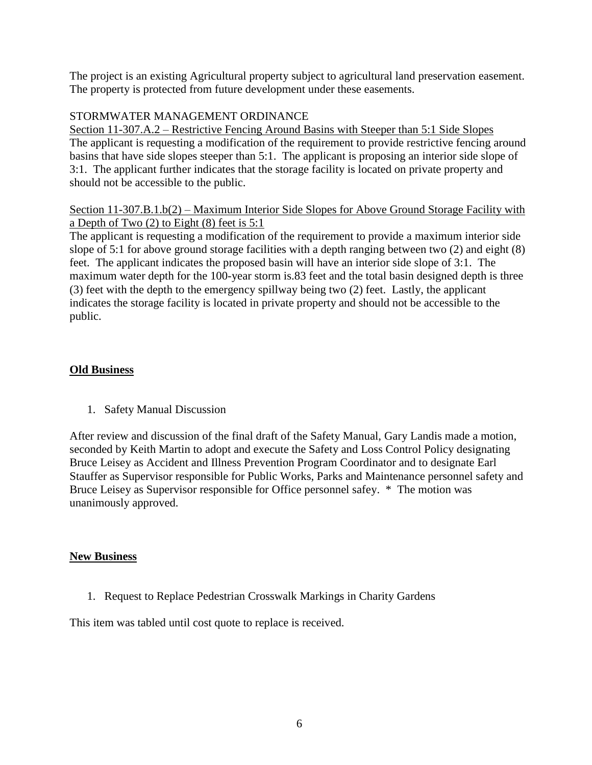The project is an existing Agricultural property subject to agricultural land preservation easement. The property is protected from future development under these easements.

STORMWATER MANAGEMENT ORDINANCE

Section 11-307.A.2 – Restrictive Fencing Around Basins with Steeper than 5:1 Side Slopes

The applicant is requesting a modification of the requirement to provide restrictive fencing around basins that have side slopes steeper than 5:1. The applicant is proposing an interior side slope of 3:1. The applicant further indicates that the storage facility is located on private property and should not be accessible to the public.

Section 11-307.B.1.b(2) – Maximum Interior Side Slopes for Above Ground Storage Facility with a Depth of Two (2) to Eight (8) feet is 5:1

The applicant is requesting a modification of the requirement to provide a maximum interior side slope of 5:1 for above ground storage facilities with a depth ranging between two (2) and eight (8) feet. The applicant indicates the proposed basin will have an interior side slope of 3:1. The maximum water depth for the 100-year storm is.83 feet and the total basin designed depth is three (3) feet with the depth to the emergency spillway being two (2) feet. Lastly, the applicant indicates the storage facility is located in private property and should not be accessible to the public.

## **Old Business**

1. Safety Manual Discussion

After review and discussion of the final draft of the Safety Manual, Gary Landis made a motion, seconded by Keith Martin to adopt and execute the Safety and Loss Control Policy designating Bruce Leisey as Accident and Illness Prevention Program Coordinator and to designate Earl Stauffer as Supervisor responsible for Public Works, Parks and Maintenance personnel safety and Bruce Leisey as Supervisor responsible for Office personnel safey. * The motion was unanimously approved.

## **New Business**

1. Request to Replace Pedestrian Crosswalk Markings in Charity Gardens

This item was tabled until cost quote to replace is received.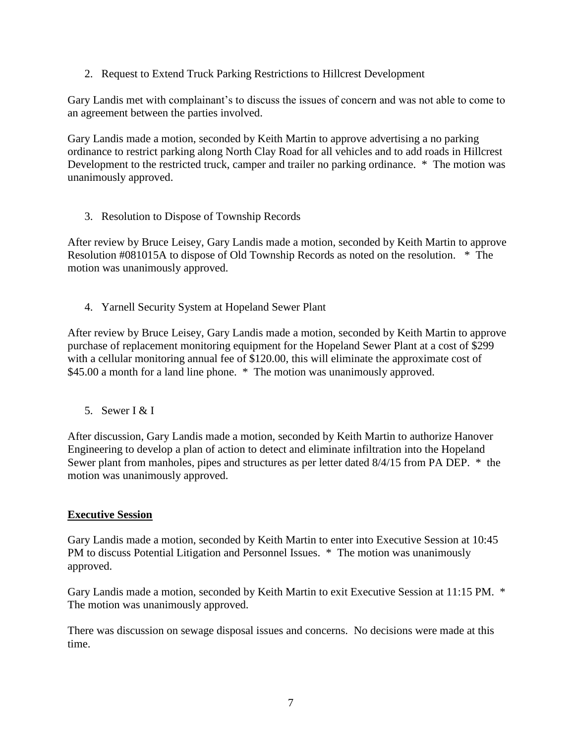2. Request to Extend Truck Parking Restrictions to Hillcrest Development

Gary Landis met with complainant's to discuss the issues of concern and was not able to come to an agreement between the parties involved.

Gary Landis made a motion, seconded by Keith Martin to approve advertising a no parking ordinance to restrict parking along North Clay Road for all vehicles and to add roads in Hillcrest Development to the restricted truck, camper and trailer no parking ordinance. * The motion was unanimously approved.

3. Resolution to Dispose of Township Records

After review by Bruce Leisey, Gary Landis made a motion, seconded by Keith Martin to approve Resolution #081015A to dispose of Old Township Records as noted on the resolution. * The motion was unanimously approved.

4. Yarnell Security System at Hopeland Sewer Plant

After review by Bruce Leisey, Gary Landis made a motion, seconded by Keith Martin to approve purchase of replacement monitoring equipment for the Hopeland Sewer Plant at a cost of $299 with a cellular monitoring annual fee of $120.00, this will eliminate the approximate cost of $45.00 a month for a land line phone. * The motion was unanimously approved.

5. Sewer I & I

After discussion, Gary Landis made a motion, seconded by Keith Martin to authorize Hanover Engineering to develop a plan of action to detect and eliminate infiltration into the Hopeland Sewer plant from manholes, pipes and structures as per letter dated 8/4/15 from PA DEP. * the motion was unanimously approved.

**Executive Session**

Gary Landis made a motion, seconded by Keith Martin to enter into Executive Session at 10:45 PM to discuss Potential Litigation and Personnel Issues. * The motion was unanimously approved.

Gary Landis made a motion, seconded by Keith Martin to exit Executive Session at 11:15 PM. * The motion was unanimously approved.

There was discussion on sewage disposal issues and concerns. No decisions were made at this time.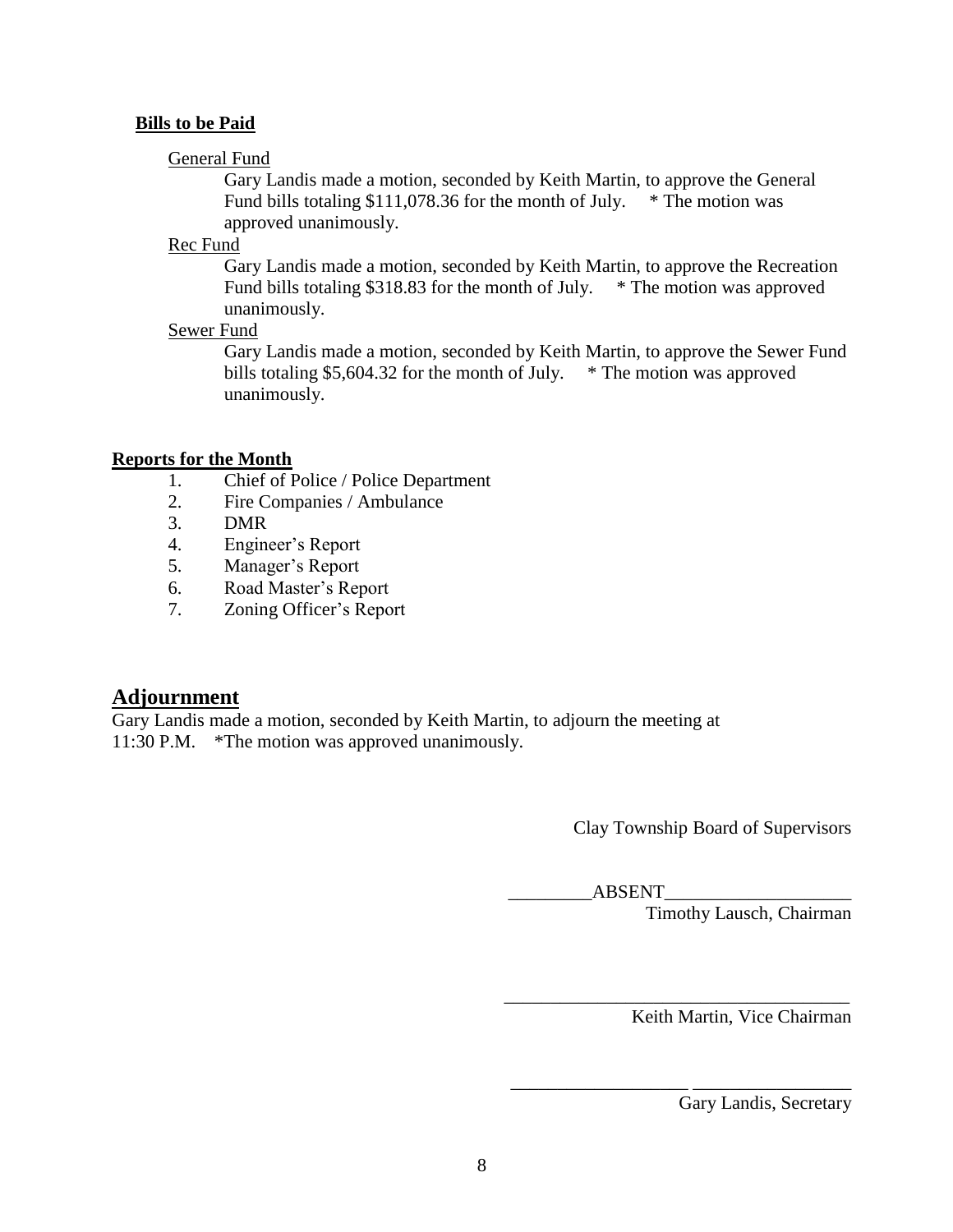**Bills to be Paid**

General Fund

Gary Landis made a motion, seconded by Keith Martin, to approve the General Fund bills totaling $111,078.36 for the month of July. * The motion was approved unanimously.

Rec Fund

Gary Landis made a motion, seconded by Keith Martin, to approve the Recreation Fund bills totaling $318.83 for the month of July. * The motion was approved unanimously.

Sewer Fund

Gary Landis made a motion, seconded by Keith Martin, to approve the Sewer Fund bills totaling $5,604.32 for the month of July. * The motion was approved unanimously.

**Reports for the Month**

1. Chief of Police / Police Department
2. Fire Companies / Ambulance
3. DMR
4. Engineer's Report
5. Manager's Report
6. Road Master's Report
7. Zoning Officer's Report

## Adjournment

Gary Landis made a motion, seconded by Keith Martin, to adjourn the meeting at 11:30 P.M. *The motion was approved unanimously.

Clay Township Board of Supervisors

_________ABSENT____________________
Timothy Lausch, Chairman

______________________________________
Keith Martin, Vice Chairman

___________________ ________________
Gary Landis, Secretary